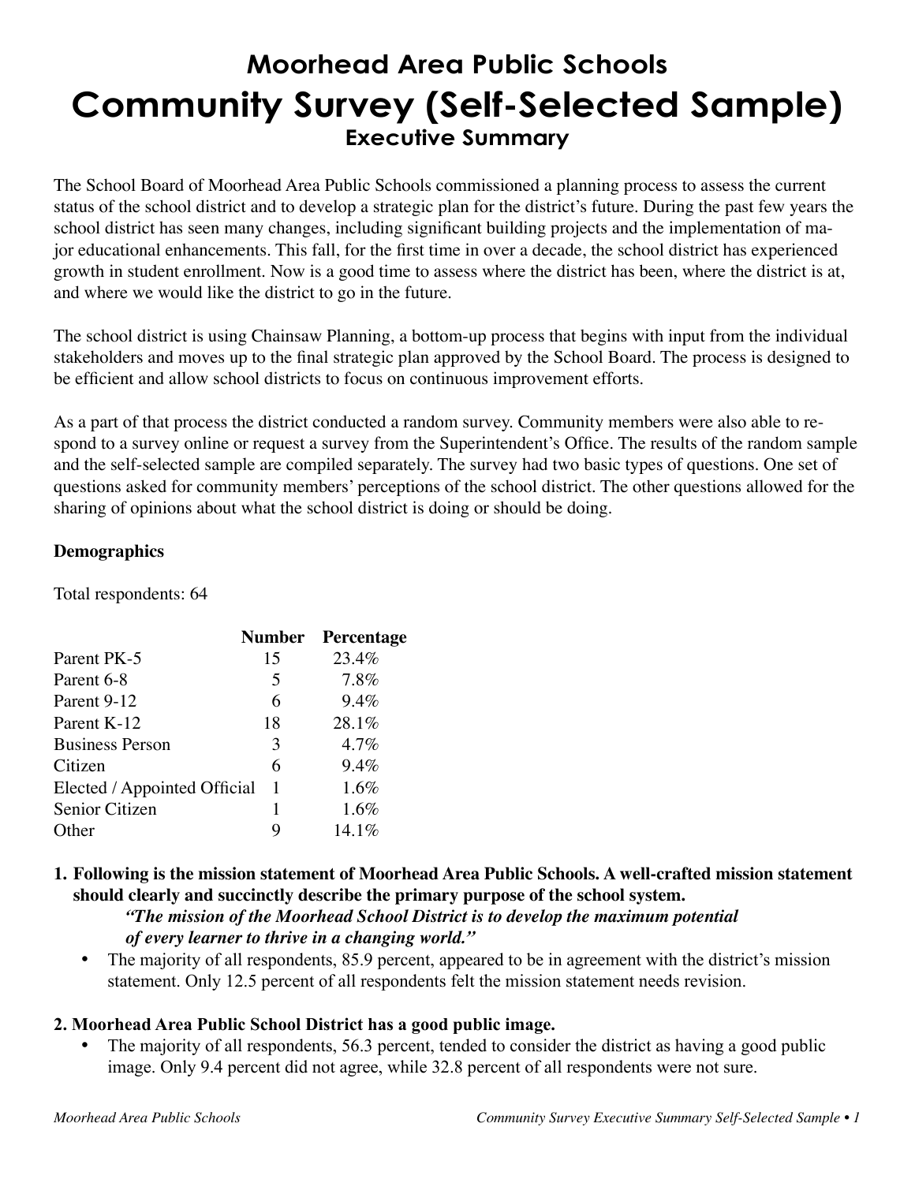# Moorhead Area Public Schools

# Community Survey (Self-Selected Sample)

## Executive Summary

The School Board of Moorhead Area Public Schools commissioned a planning process to assess the current status of the school district and to develop a strategic plan for the district's future. During the past few years the school district has seen many changes, including significant building projects and the implementation of major educational enhancements. This fall, for the first time in over a decade, the school district has experienced growth in student enrollment. Now is a good time to assess where the district has been, where the district is at, and where we would like the district to go in the future.

The school district is using Chainsaw Planning, a bottom-up process that begins with input from the individual stakeholders and moves up to the final strategic plan approved by the School Board. The process is designed to be efficient and allow school districts to focus on continuous improvement efforts.

As a part of that process the district conducted a random survey. Community members were also able to respond to a survey online or request a survey from the Superintendent's Office. The results of the random sample and the self-selected sample are compiled separately. The survey had two basic types of questions. One set of questions asked for community members' perceptions of the school district. The other questions allowed for the sharing of opinions about what the school district is doing or should be doing.

**Demographics**

Total respondents: 64

| | Number | Percentage |
|---|---|---|
| Parent PK-5 | 15 | 23.4% |
| Parent 6-8 | 5 | 7.8% |
| Parent 9-12 | 6 | 9.4% |
| Parent K-12 | 18 | 28.1% |
| Business Person | 3 | 4.7% |
| Citizen | 6 | 9.4% |
| Elected / Appointed Official | 1 | 1.6% |
| Senior Citizen | 1 | 1.6% |
| Other | 9 | 14.1% |

**1. Following is the mission statement of Moorhead Area Public Schools. A well-crafted mission statement should clearly and succinctly describe the primary purpose of the school system.**

***"The mission of the Moorhead School District is to develop the maximum potential of every learner to thrive in a changing world."***

- The majority of all respondents, 85.9 percent, appeared to be in agreement with the district's mission statement. Only 12.5 percent of all respondents felt the mission statement needs revision.

**2. Moorhead Area Public School District has a good public image.**

- The majority of all respondents, 56.3 percent, tended to consider the district as having a good public image. Only 9.4 percent did not agree, while 32.8 percent of all respondents were not sure.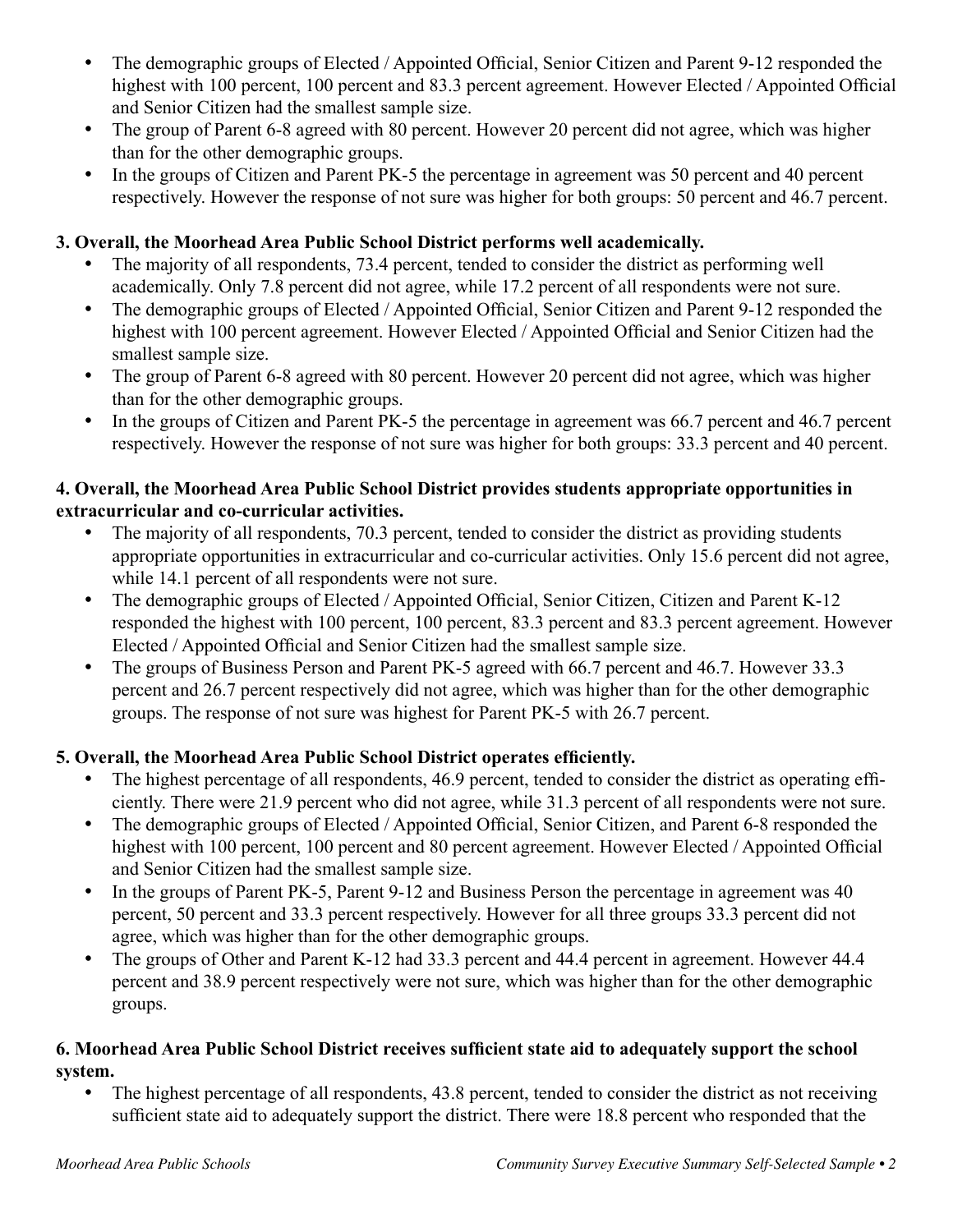- The demographic groups of Elected / Appointed Official, Senior Citizen and Parent 9-12 responded the highest with 100 percent, 100 percent and 83.3 percent agreement. However Elected / Appointed Official and Senior Citizen had the smallest sample size.
- The group of Parent 6-8 agreed with 80 percent. However 20 percent did not agree, which was higher than for the other demographic groups.
- In the groups of Citizen and Parent PK-5 the percentage in agreement was 50 percent and 40 percent respectively. However the response of not sure was higher for both groups: 50 percent and 46.7 percent.

**3. Overall, the Moorhead Area Public School District performs well academically.**

- The majority of all respondents, 73.4 percent, tended to consider the district as performing well academically. Only 7.8 percent did not agree, while 17.2 percent of all respondents were not sure.
- The demographic groups of Elected / Appointed Official, Senior Citizen and Parent 9-12 responded the highest with 100 percent agreement. However Elected / Appointed Official and Senior Citizen had the smallest sample size.
- The group of Parent 6-8 agreed with 80 percent. However 20 percent did not agree, which was higher than for the other demographic groups.
- In the groups of Citizen and Parent PK-5 the percentage in agreement was 66.7 percent and 46.7 percent respectively. However the response of not sure was higher for both groups: 33.3 percent and 40 percent.

**4. Overall, the Moorhead Area Public School District provides students appropriate opportunities in extracurricular and co-curricular activities.**

- The majority of all respondents, 70.3 percent, tended to consider the district as providing students appropriate opportunities in extracurricular and co-curricular activities. Only 15.6 percent did not agree, while 14.1 percent of all respondents were not sure.
- The demographic groups of Elected / Appointed Official, Senior Citizen, Citizen and Parent K-12 responded the highest with 100 percent, 100 percent, 83.3 percent and 83.3 percent agreement. However Elected / Appointed Official and Senior Citizen had the smallest sample size.
- The groups of Business Person and Parent PK-5 agreed with 66.7 percent and 46.7. However 33.3 percent and 26.7 percent respectively did not agree, which was higher than for the other demographic groups. The response of not sure was highest for Parent PK-5 with 26.7 percent.

**5. Overall, the Moorhead Area Public School District operates efficiently.**

- The highest percentage of all respondents, 46.9 percent, tended to consider the district as operating efficiently. There were 21.9 percent who did not agree, while 31.3 percent of all respondents were not sure.
- The demographic groups of Elected / Appointed Official, Senior Citizen, and Parent 6-8 responded the highest with 100 percent, 100 percent and 80 percent agreement. However Elected / Appointed Official and Senior Citizen had the smallest sample size.
- In the groups of Parent PK-5, Parent 9-12 and Business Person the percentage in agreement was 40 percent, 50 percent and 33.3 percent respectively. However for all three groups 33.3 percent did not agree, which was higher than for the other demographic groups.
- The groups of Other and Parent K-12 had 33.3 percent and 44.4 percent in agreement. However 44.4 percent and 38.9 percent respectively were not sure, which was higher than for the other demographic groups.

**6. Moorhead Area Public School District receives sufficient state aid to adequately support the school system.**

- The highest percentage of all respondents, 43.8 percent, tended to consider the district as not receiving sufficient state aid to adequately support the district. There were 18.8 percent who responded that the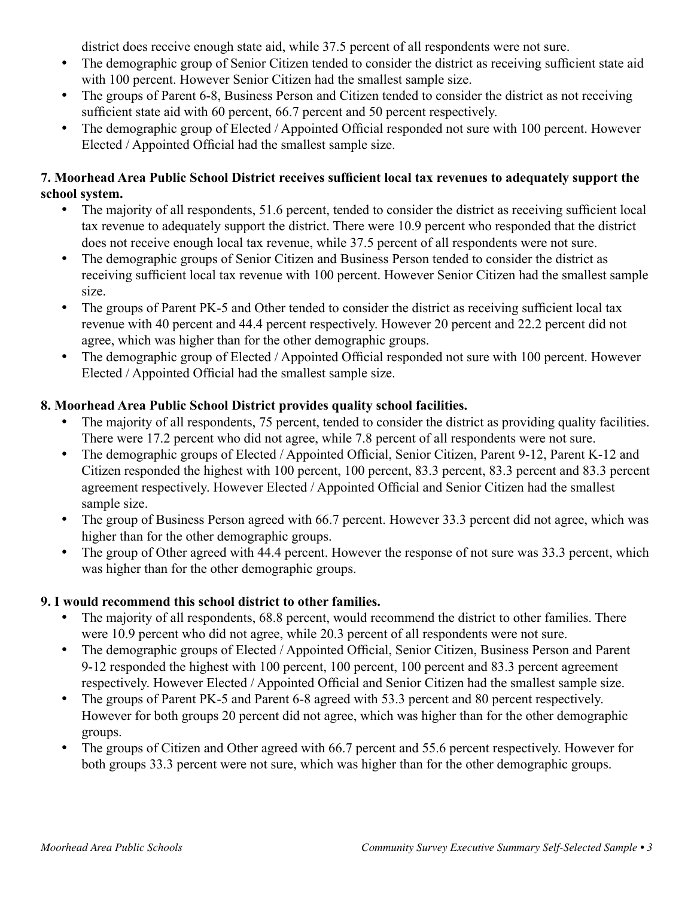district does receive enough state aid, while 37.5 percent of all respondents were not sure.

- The demographic group of Senior Citizen tended to consider the district as receiving sufficient state aid with 100 percent. However Senior Citizen had the smallest sample size.
- The groups of Parent 6-8, Business Person and Citizen tended to consider the district as not receiving sufficient state aid with 60 percent, 66.7 percent and 50 percent respectively.
- The demographic group of Elected / Appointed Official responded not sure with 100 percent. However Elected / Appointed Official had the smallest sample size.

**7. Moorhead Area Public School District receives sufficient local tax revenues to adequately support the school system.**

- The majority of all respondents, 51.6 percent, tended to consider the district as receiving sufficient local tax revenue to adequately support the district. There were 10.9 percent who responded that the district does not receive enough local tax revenue, while 37.5 percent of all respondents were not sure.
- The demographic groups of Senior Citizen and Business Person tended to consider the district as receiving sufficient local tax revenue with 100 percent. However Senior Citizen had the smallest sample size.
- The groups of Parent PK-5 and Other tended to consider the district as receiving sufficient local tax revenue with 40 percent and 44.4 percent respectively. However 20 percent and 22.2 percent did not agree, which was higher than for the other demographic groups.
- The demographic group of Elected / Appointed Official responded not sure with 100 percent. However Elected / Appointed Official had the smallest sample size.

**8. Moorhead Area Public School District provides quality school facilities.**

- The majority of all respondents, 75 percent, tended to consider the district as providing quality facilities. There were 17.2 percent who did not agree, while 7.8 percent of all respondents were not sure.
- The demographic groups of Elected / Appointed Official, Senior Citizen, Parent 9-12, Parent K-12 and Citizen responded the highest with 100 percent, 100 percent, 83.3 percent, 83.3 percent and 83.3 percent agreement respectively. However Elected / Appointed Official and Senior Citizen had the smallest sample size.
- The group of Business Person agreed with 66.7 percent. However 33.3 percent did not agree, which was higher than for the other demographic groups.
- The group of Other agreed with 44.4 percent. However the response of not sure was 33.3 percent, which was higher than for the other demographic groups.

**9. I would recommend this school district to other families.**

- The majority of all respondents, 68.8 percent, would recommend the district to other families. There were 10.9 percent who did not agree, while 20.3 percent of all respondents were not sure.
- The demographic groups of Elected / Appointed Official, Senior Citizen, Business Person and Parent 9-12 responded the highest with 100 percent, 100 percent, 100 percent and 83.3 percent agreement respectively. However Elected / Appointed Official and Senior Citizen had the smallest sample size.
- The groups of Parent PK-5 and Parent 6-8 agreed with 53.3 percent and 80 percent respectively. However for both groups 20 percent did not agree, which was higher than for the other demographic groups.
- The groups of Citizen and Other agreed with 66.7 percent and 55.6 percent respectively. However for both groups 33.3 percent were not sure, which was higher than for the other demographic groups.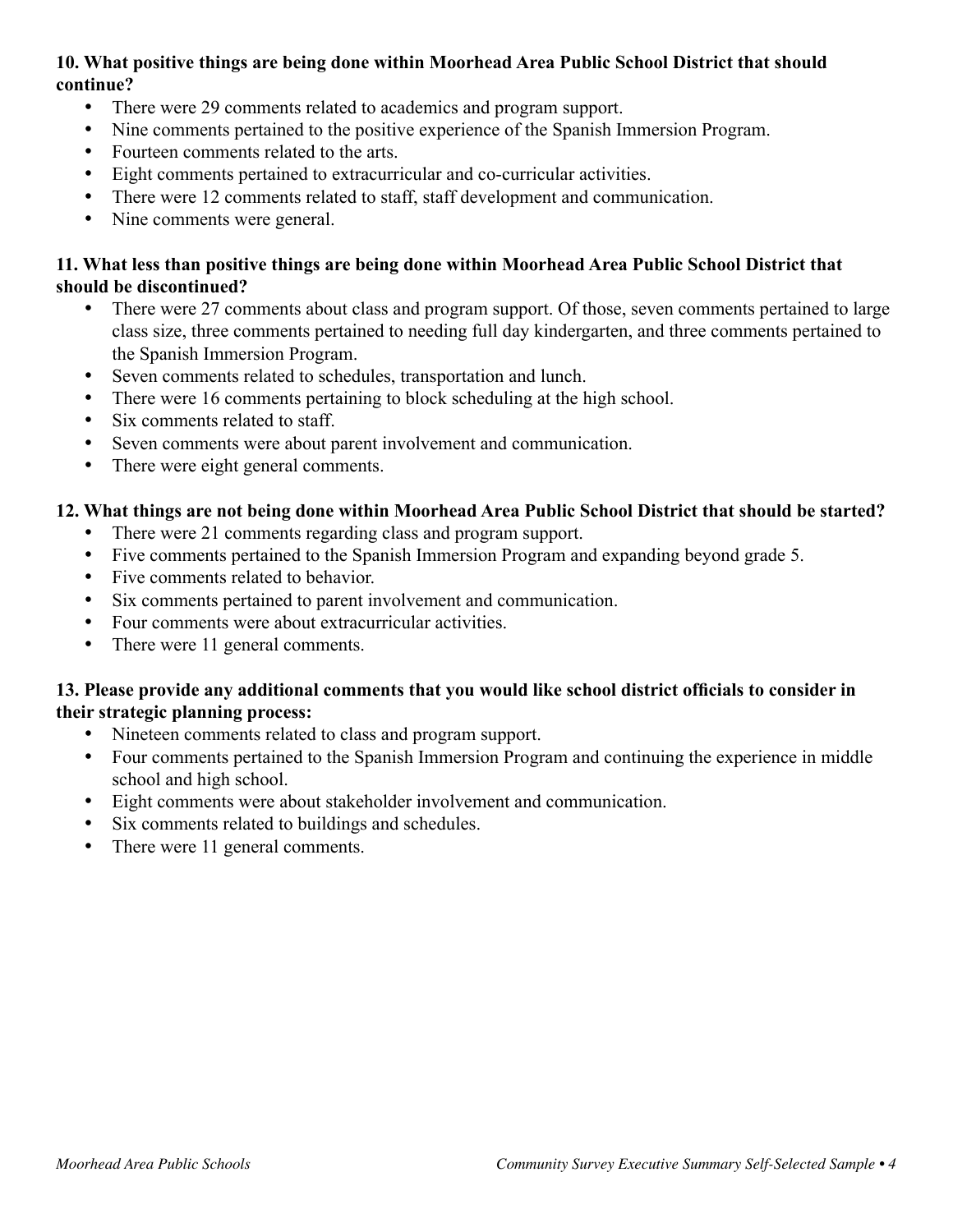**10. What positive things are being done within Moorhead Area Public School District that should continue?**

- There were 29 comments related to academics and program support.
- Nine comments pertained to the positive experience of the Spanish Immersion Program.
- Fourteen comments related to the arts.
- Eight comments pertained to extracurricular and co-curricular activities.
- There were 12 comments related to staff, staff development and communication.
- Nine comments were general.

**11. What less than positive things are being done within Moorhead Area Public School District that should be discontinued?**

- There were 27 comments about class and program support. Of those, seven comments pertained to large class size, three comments pertained to needing full day kindergarten, and three comments pertained to the Spanish Immersion Program.
- Seven comments related to schedules, transportation and lunch.
- There were 16 comments pertaining to block scheduling at the high school.
- Six comments related to staff.
- Seven comments were about parent involvement and communication.
- There were eight general comments.

**12. What things are not being done within Moorhead Area Public School District that should be started?**

- There were 21 comments regarding class and program support.
- Five comments pertained to the Spanish Immersion Program and expanding beyond grade 5.
- Five comments related to behavior.
- Six comments pertained to parent involvement and communication.
- Four comments were about extracurricular activities.
- There were 11 general comments.

**13. Please provide any additional comments that you would like school district officials to consider in their strategic planning process:**

- Nineteen comments related to class and program support.
- Four comments pertained to the Spanish Immersion Program and continuing the experience in middle school and high school.
- Eight comments were about stakeholder involvement and communication.
- Six comments related to buildings and schedules.
- There were 11 general comments.